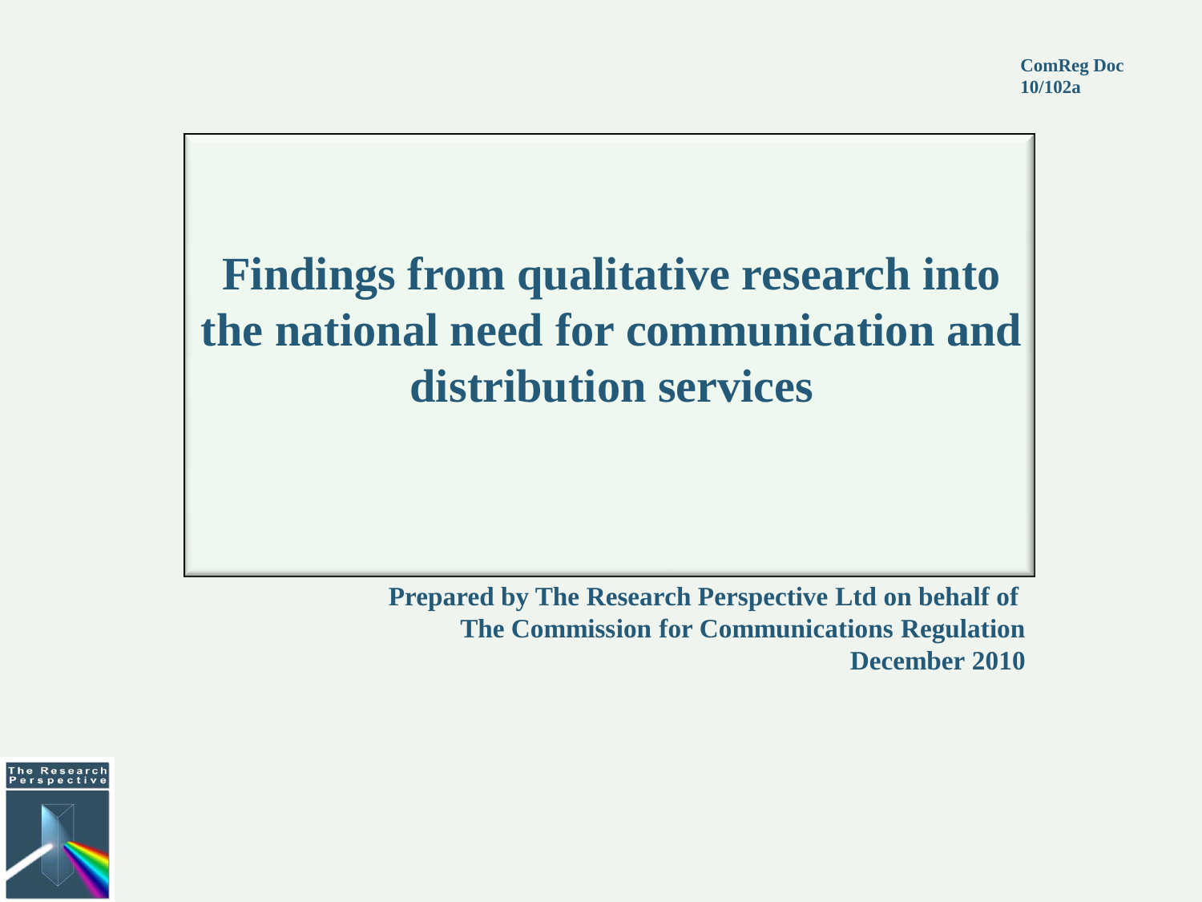ComReg Doc 10/102a

# Findings from qualitative research into the national need for communication and distribution services

**Prepared by The Research Perspective Ltd on behalf of The Commission for Communications Regulation December 2010**

The Research Perspective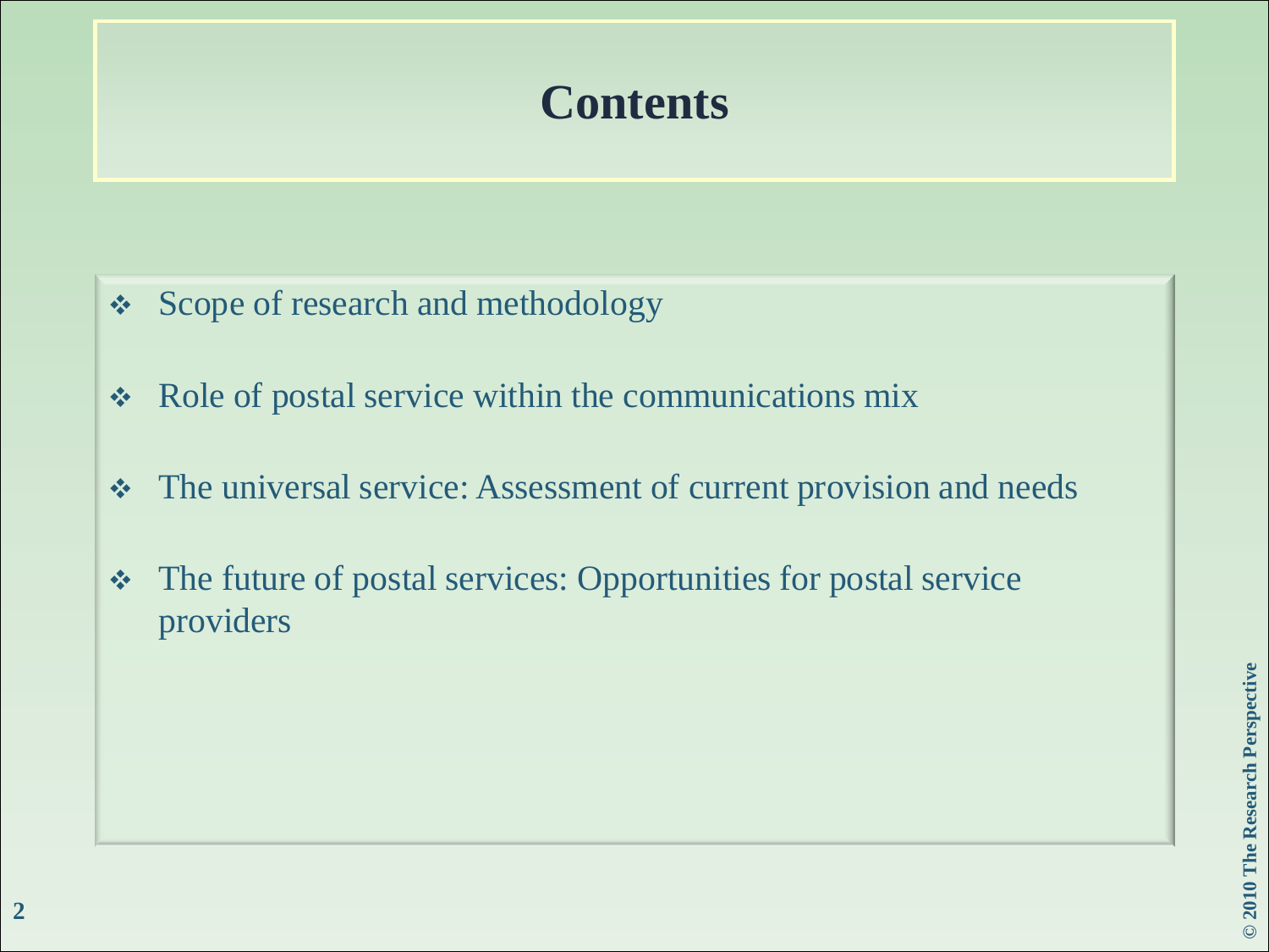# Contents

- Scope of research and methodology
- Role of postal service within the communications mix
- The universal service: Assessment of current provision and needs
- The future of postal services: Opportunities for postal service providers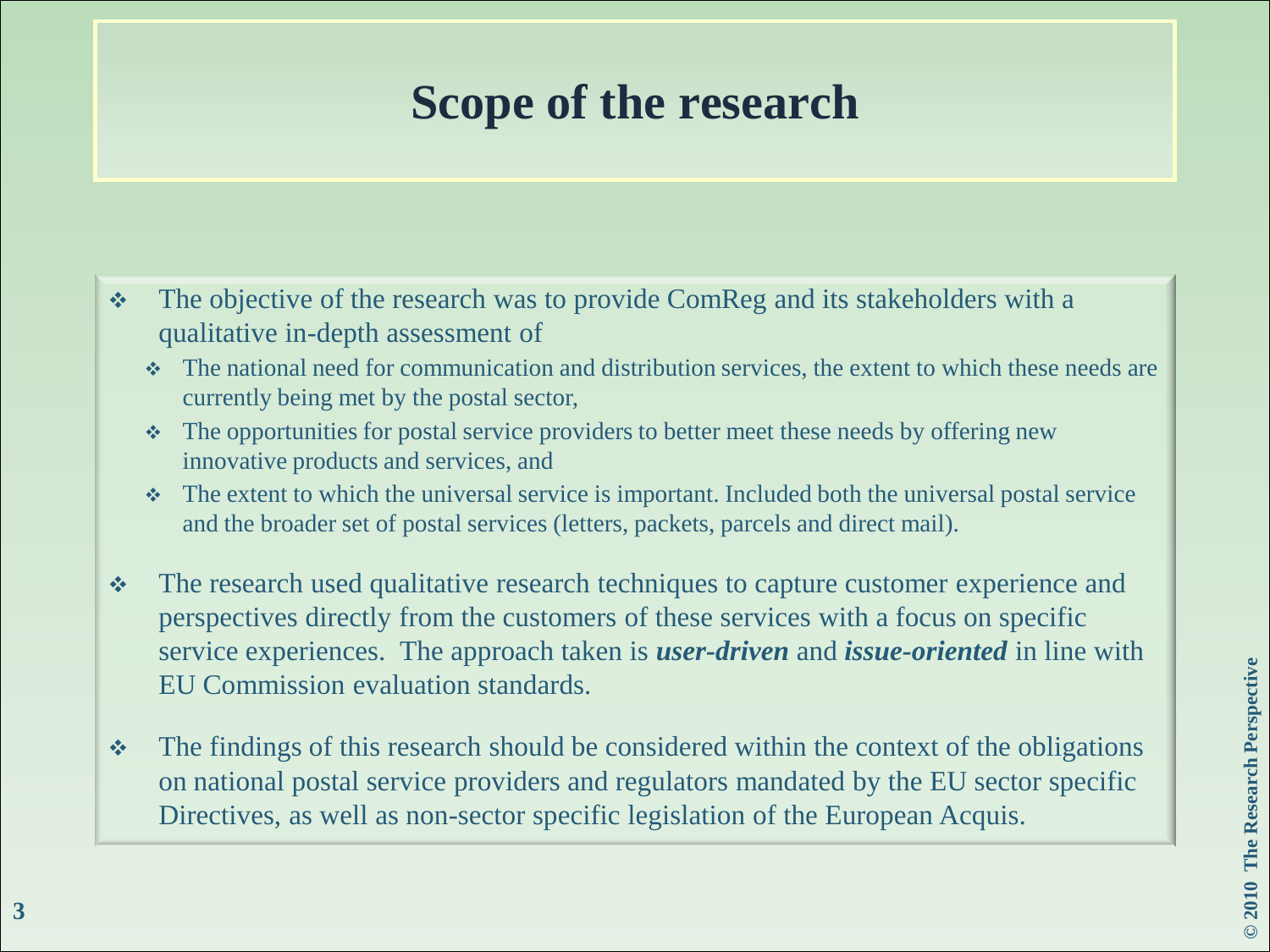# Scope of the research

- The objective of the research was to provide ComReg and its stakeholders with a qualitative in-depth assessment of
  - The national need for communication and distribution services, the extent to which these needs are currently being met by the postal sector,
  - The opportunities for postal service providers to better meet these needs by offering new innovative products and services, and
  - The extent to which the universal service is important. Included both the universal postal service and the broader set of postal services (letters, packets, parcels and direct mail).
- The research used qualitative research techniques to capture customer experience and perspectives directly from the customers of these services with a focus on specific service experiences. The approach taken is ***user-driven*** and ***issue-oriented*** in line with EU Commission evaluation standards.
- The findings of this research should be considered within the context of the obligations on national postal service providers and regulators mandated by the EU sector specific Directives, as well as non-sector specific legislation of the European Acquis.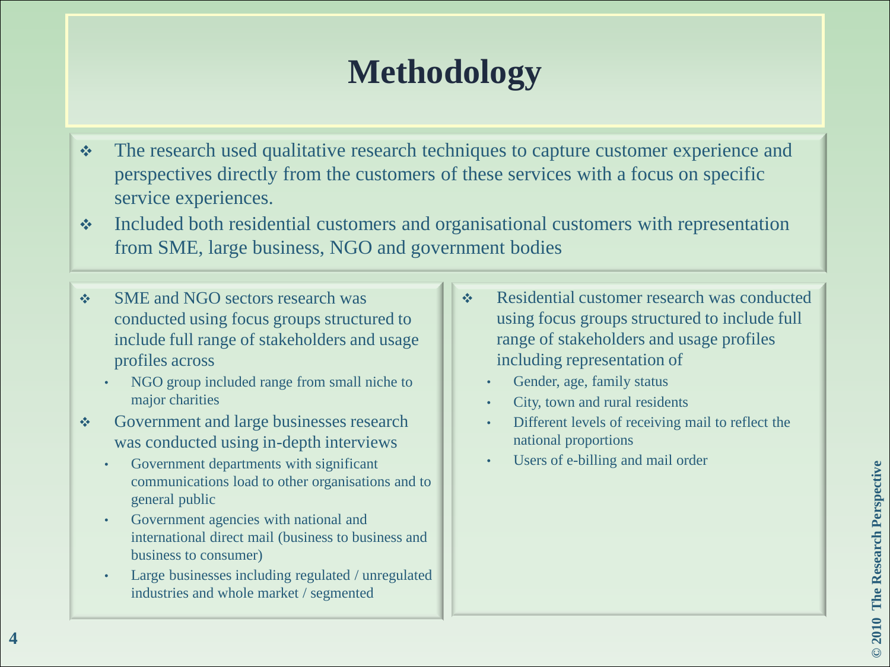# Methodology

- The research used qualitative research techniques to capture customer experience and perspectives directly from the customers of these services with a focus on specific service experiences.
- Included both residential customers and organisational customers with representation from SME, large business, NGO and government bodies

- SME and NGO sectors research was conducted using focus groups structured to include full range of stakeholders and usage profiles across
  - NGO group included range from small niche to major charities
- Government and large businesses research was conducted using in-depth interviews
  - Government departments with significant communications load to other organisations and to general public
  - Government agencies with national and international direct mail (business to business and business to consumer)
  - Large businesses including regulated / unregulated industries and whole market / segmented

- Residential customer research was conducted using focus groups structured to include full range of stakeholders and usage profiles including representation of
  - Gender, age, family status
  - City, town and rural residents
  - Different levels of receiving mail to reflect the national proportions
  - Users of e-billing and mail order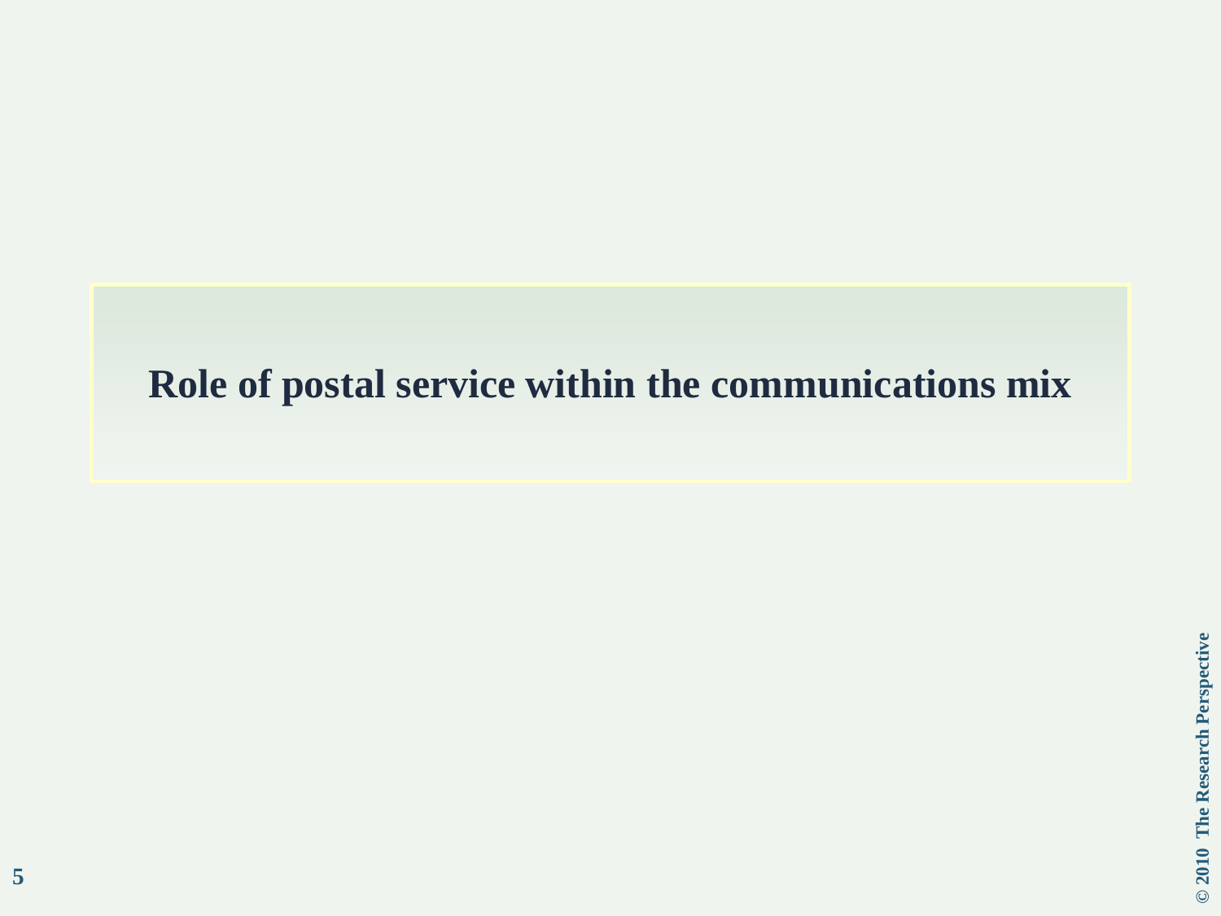# Role of postal service within the communications mix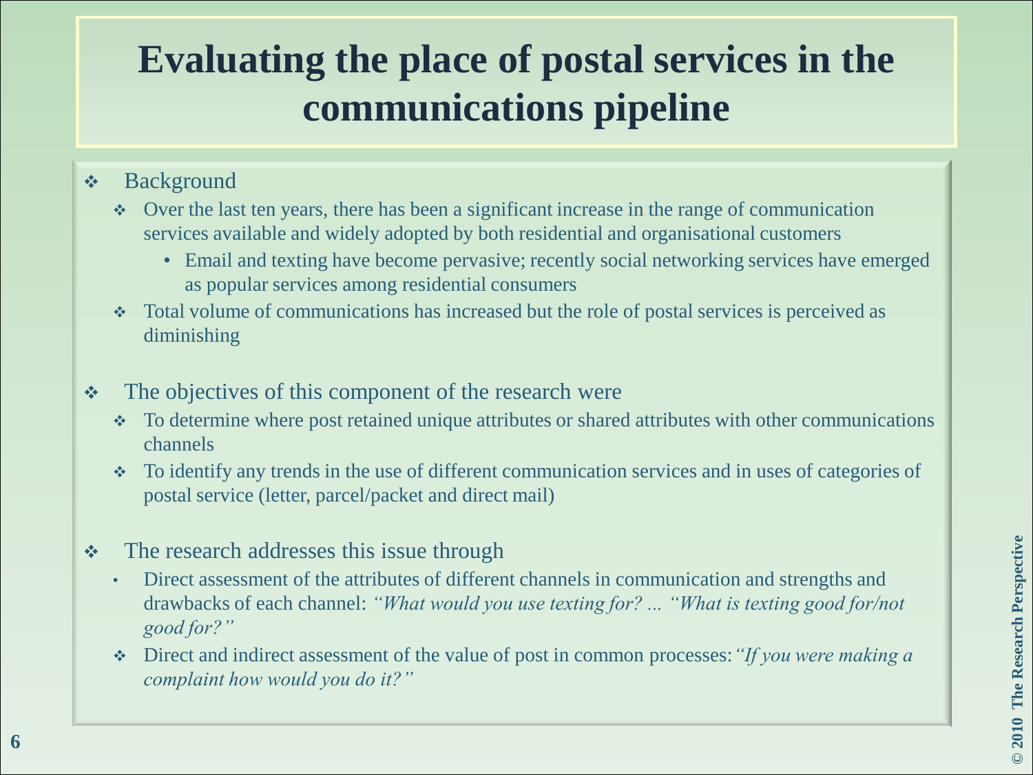# Evaluating the place of postal services in the communications pipeline

- Background
  - Over the last ten years, there has been a significant increase in the range of communication services available and widely adopted by both residential and organisational customers
    - Email and texting have become pervasive; recently social networking services have emerged as popular services among residential consumers
  - Total volume of communications has increased but the role of postal services is perceived as diminishing

- The objectives of this component of the research were
  - To determine where post retained unique attributes or shared attributes with other communications channels
  - To identify any trends in the use of different communication services and in uses of categories of postal service (letter, parcel/packet and direct mail)

- The research addresses this issue through
  - Direct assessment of the attributes of different channels in communication and strengths and drawbacks of each channel: *"What would you use texting for? ... "What is texting good for/not good for?"*
  - Direct and indirect assessment of the value of post in common processes: *"If you were making a complaint how would you do it?"*

© 2010 The Research Perspective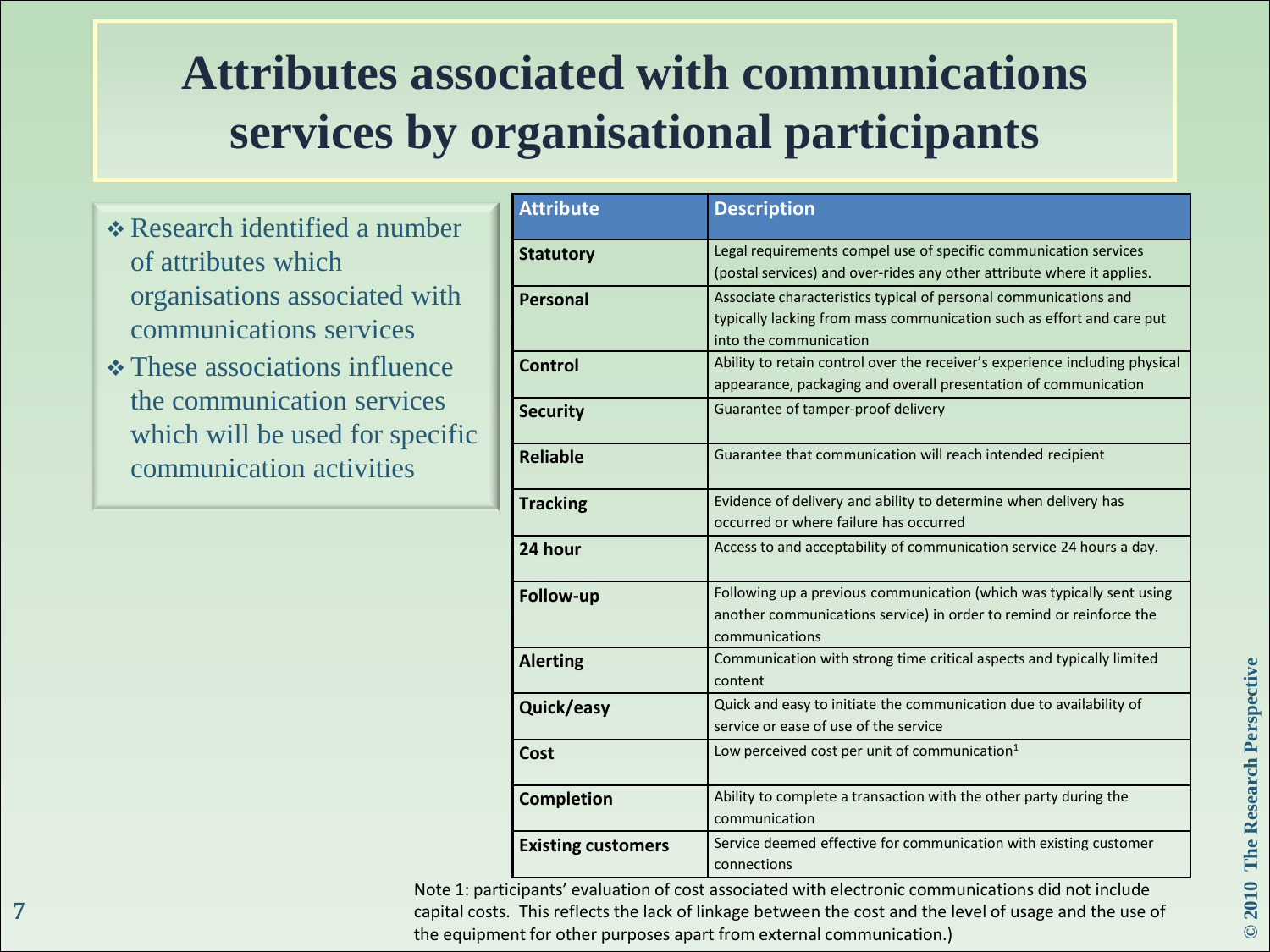# Attributes associated with communications services by organisational participants

- Research identified a number of attributes which organisations associated with communications services
- These associations influence the communication services which will be used for specific communication activities

| Attribute | Description |
|---|---|
| **Statutory** | Legal requirements compel use of specific communication services (postal services) and over-rides any other attribute where it applies. |
| **Personal** | Associate characteristics typical of personal communications and typically lacking from mass communication such as effort and care put into the communication |
| **Control** | Ability to retain control over the receiver's experience including physical appearance, packaging and overall presentation of communication |
| **Security** | Guarantee of tamper-proof delivery |
| **Reliable** | Guarantee that communication will reach intended recipient |
| **Tracking** | Evidence of delivery and ability to determine when delivery has occurred or where failure has occurred |
| **24 hour** | Access to and acceptability of communication service 24 hours a day. |
| **Follow-up** | Following up a previous communication (which was typically sent using another communications service) in order to remind or reinforce the communications |
| **Alerting** | Communication with strong time critical aspects and typically limited content |
| **Quick/easy** | Quick and easy to initiate the communication due to availability of service or ease of use of the service |
| **Cost** | Low perceived cost per unit of communication[1] |
| **Completion** | Ability to complete a transaction with the other party during the communication |
| **Existing customers** | Service deemed effective for communication with existing customer connections |

Note 1: participants' evaluation of cost associated with electronic communications did not include capital costs. This reflects the lack of linkage between the cost and the level of usage and the use of the equipment for other purposes apart from external communication.)

© 2010 The Research Perspective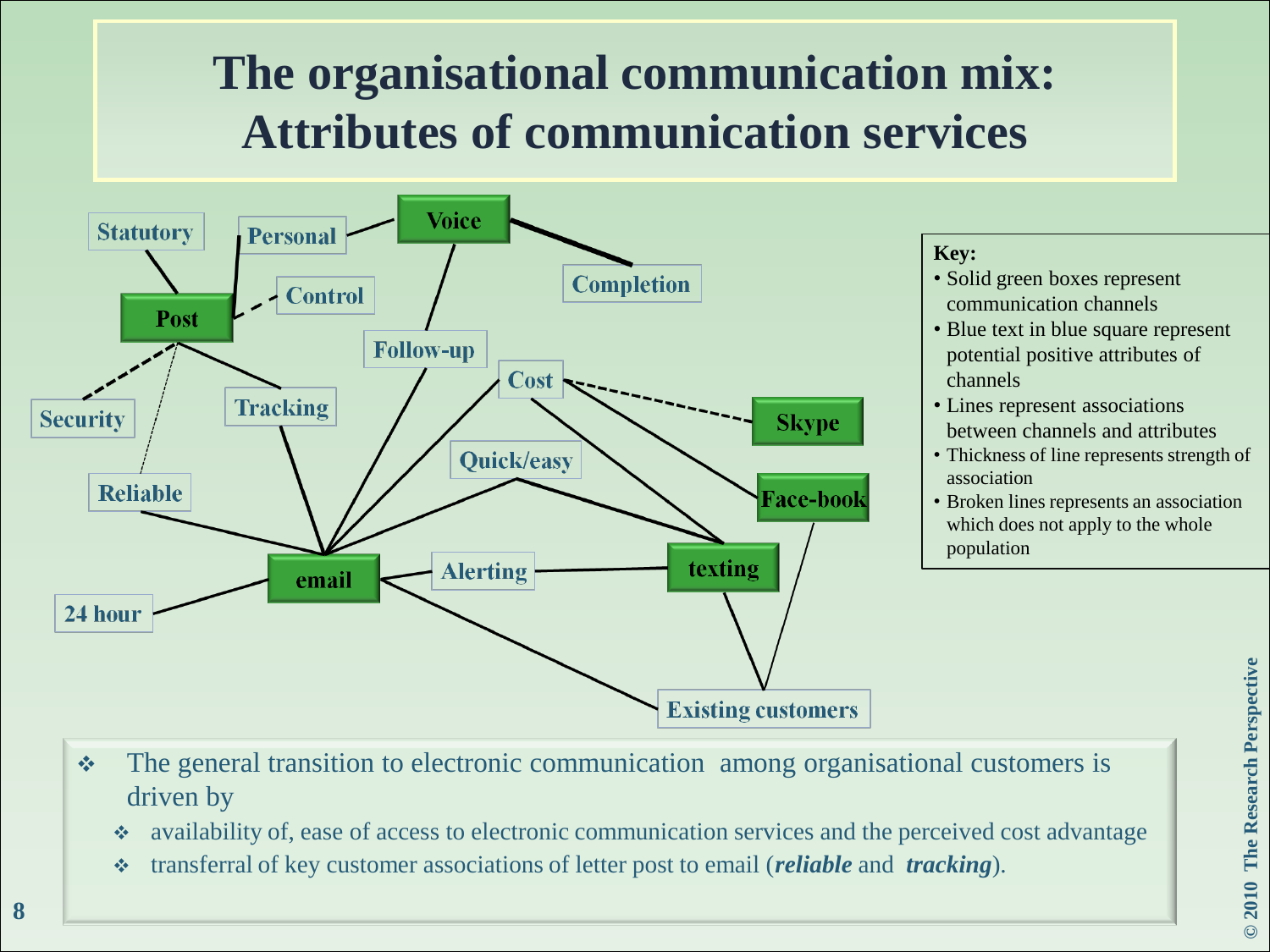# The organisational communication mix: Attributes of communication services

Key:
- Solid green boxes represent communication channels
- Blue text in blue square represent potential positive attributes of channels
- Lines represent associations between channels and attributes
- Thickness of line represents strength of association
- Broken lines represents an association which does not apply to the whole population

- The general transition to electronic communication among organisational customers is driven by
  - availability of, ease of access to electronic communication services and the perceived cost advantage
  - transferral of key customer associations of letter post to email (***reliable*** and ***tracking***).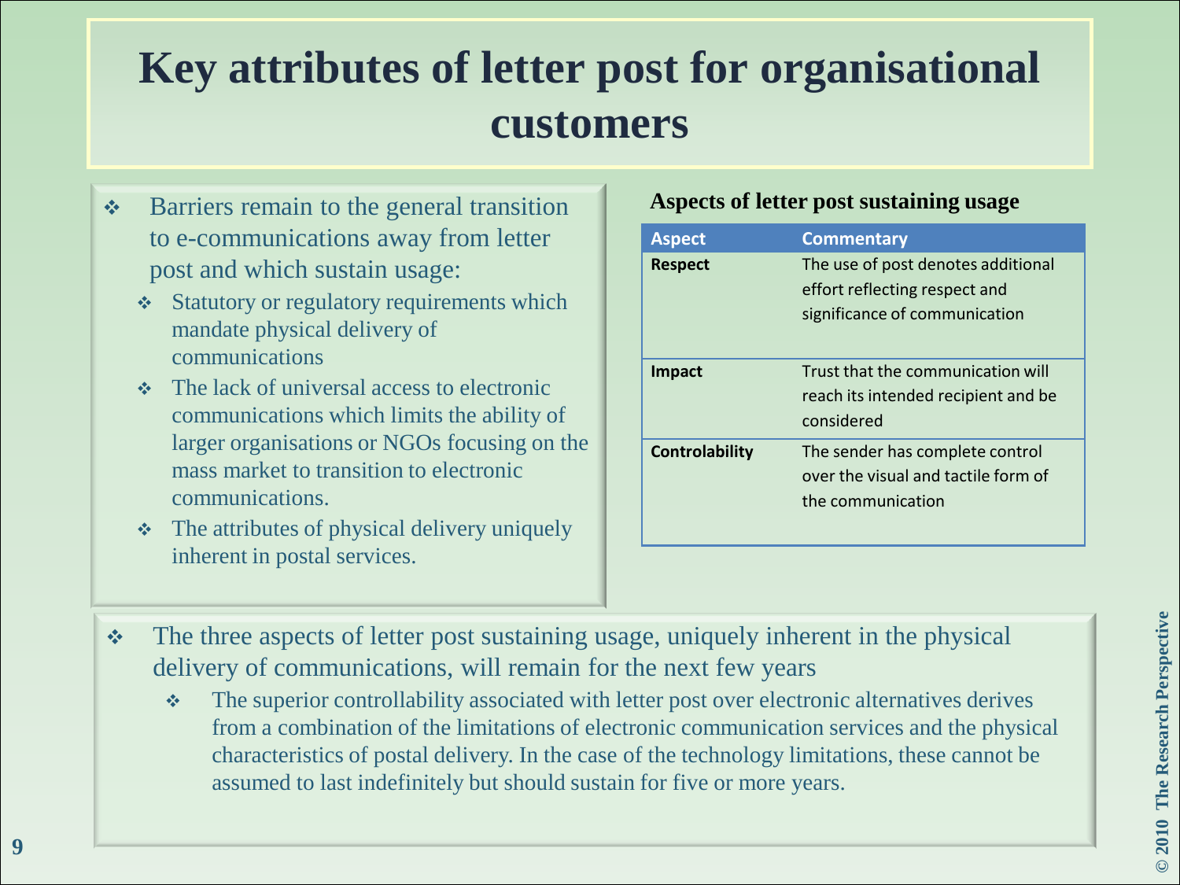# Key attributes of letter post for organisational customers

- Barriers remain to the general transition to e-communications away from letter post and which sustain usage:
  - Statutory or regulatory requirements which mandate physical delivery of communications
  - The lack of universal access to electronic communications which limits the ability of larger organisations or NGOs focusing on the mass market to transition to electronic communications.
  - The attributes of physical delivery uniquely inherent in postal services.

**Aspects of letter post sustaining usage**

| Aspect | Commentary |
|---|---|
| **Respect** | The use of post denotes additional effort reflecting respect and significance of communication |
| **Impact** | Trust that the communication will reach its intended recipient and be considered |
| **Controlability** | The sender has complete control over the visual and tactile form of the communication |

- The three aspects of letter post sustaining usage, uniquely inherent in the physical delivery of communications, will remain for the next few years
  - The superior controllability associated with letter post over electronic alternatives derives from a combination of the limitations of electronic communication services and the physical characteristics of postal delivery. In the case of the technology limitations, these cannot be assumed to last indefinitely but should sustain for five or more years.

© 2010 The Research Perspective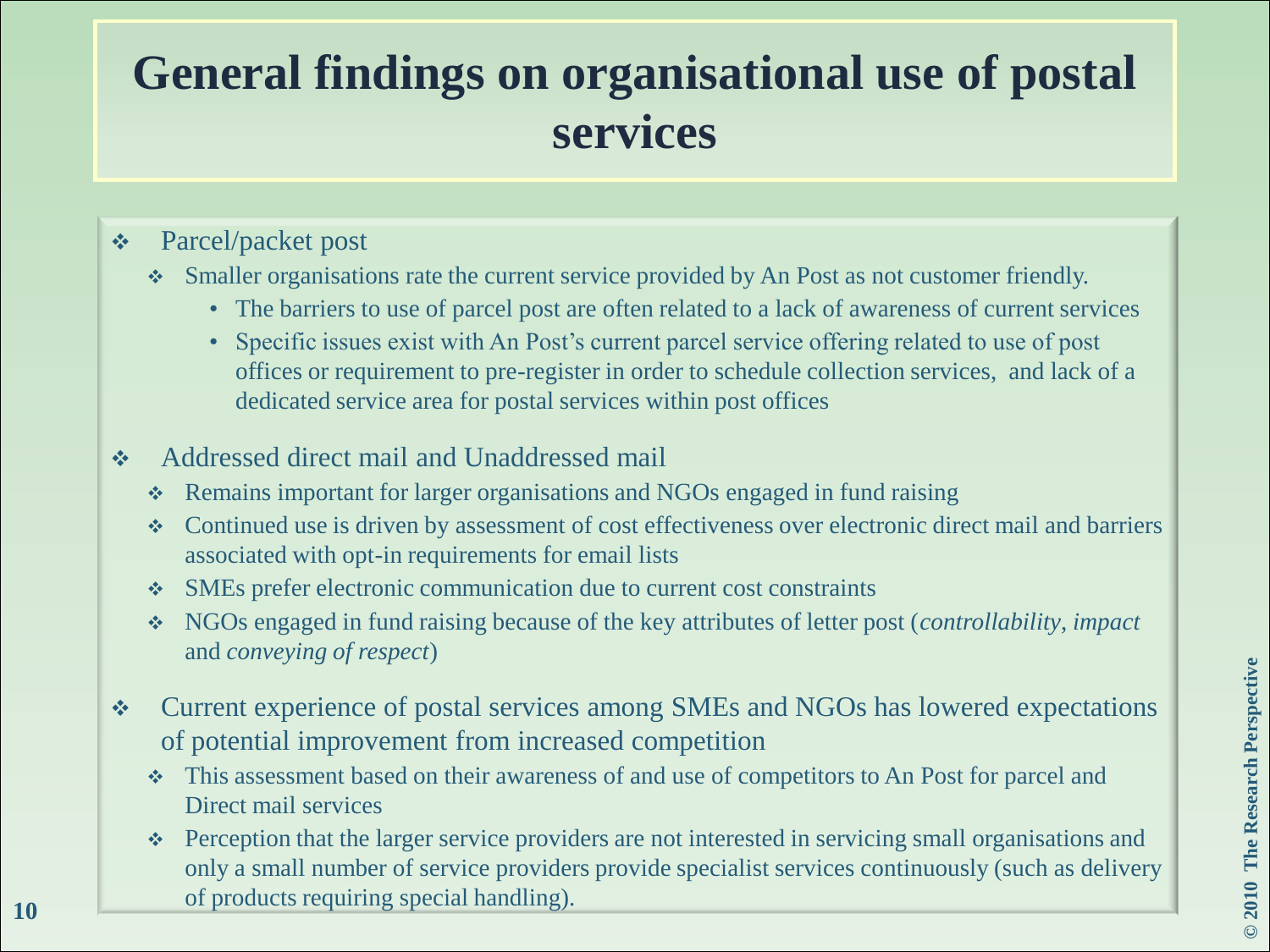# General findings on organisational use of postal services

- Parcel/packet post
  - Smaller organisations rate the current service provided by An Post as not customer friendly.
    - The barriers to use of parcel post are often related to a lack of awareness of current services
    - Specific issues exist with An Post's current parcel service offering related to use of post offices or requirement to pre-register in order to schedule collection services, and lack of a dedicated service area for postal services within post offices
- Addressed direct mail and Unaddressed mail
  - Remains important for larger organisations and NGOs engaged in fund raising
  - Continued use is driven by assessment of cost effectiveness over electronic direct mail and barriers associated with opt-in requirements for email lists
  - SMEs prefer electronic communication due to current cost constraints
  - NGOs engaged in fund raising because of the key attributes of letter post (*controllability*, *impact* and *conveying of respect*)
- Current experience of postal services among SMEs and NGOs has lowered expectations of potential improvement from increased competition
  - This assessment based on their awareness of and use of competitors to An Post for parcel and Direct mail services
  - Perception that the larger service providers are not interested in servicing small organisations and only a small number of service providers provide specialist services continuously (such as delivery of products requiring special handling).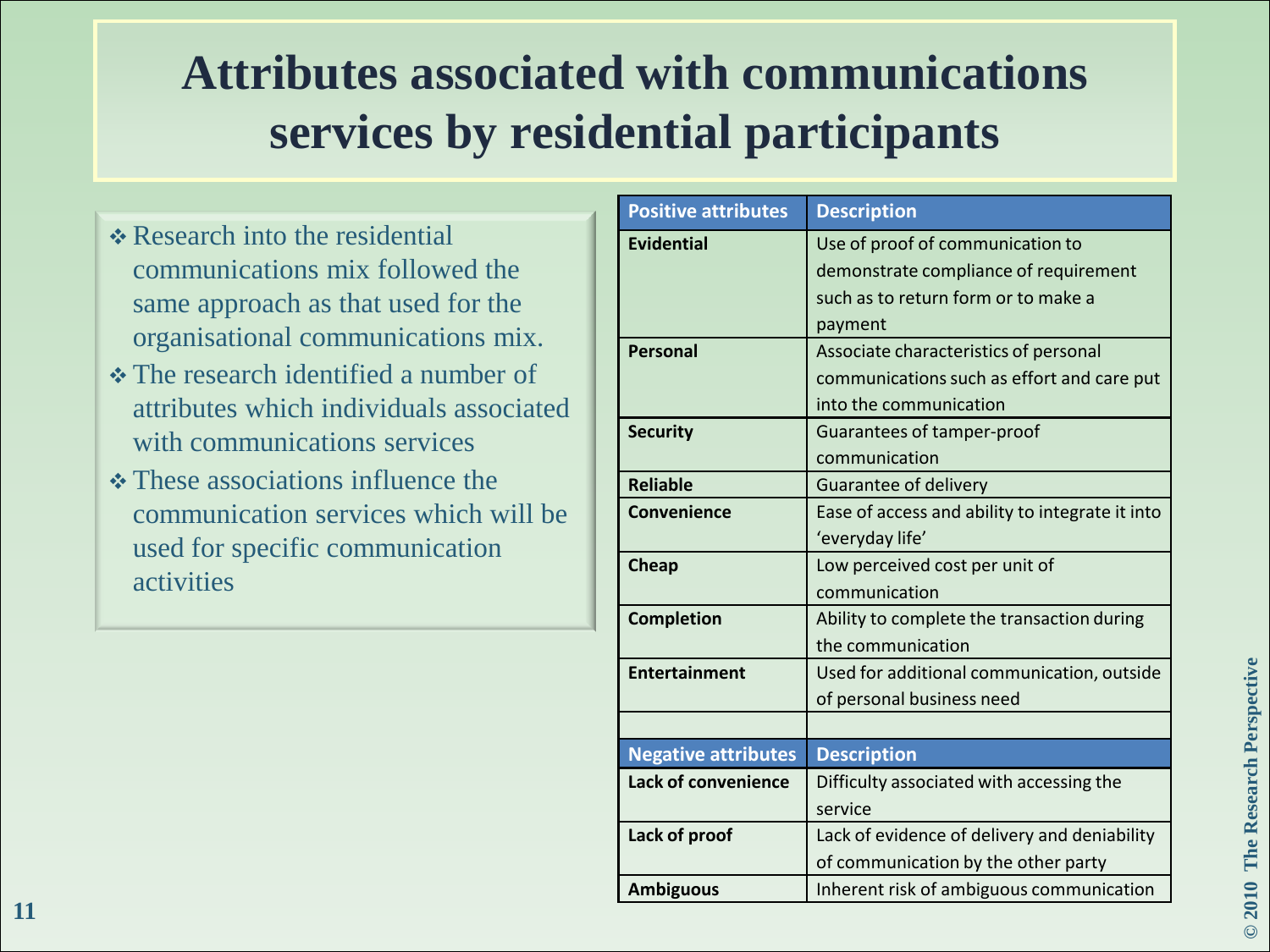# Attributes associated with communications services by residential participants

- Research into the residential communications mix followed the same approach as that used for the organisational communications mix.
- The research identified a number of attributes which individuals associated with communications services
- These associations influence the communication services which will be used for specific communication activities

| Positive attributes | Description |
|---|---|
| **Evidential** | Use of proof of communication to demonstrate compliance of requirement such as to return form or to make a payment |
| **Personal** | Associate characteristics of personal communications such as effort and care put into the communication |
| **Security** | Guarantees of tamper-proof communication |
| **Reliable** | Guarantee of delivery |
| **Convenience** | Ease of access and ability to integrate it into 'everyday life' |
| **Cheap** | Low perceived cost per unit of communication |
| **Completion** | Ability to complete the transaction during the communication |
| **Entertainment** | Used for additional communication, outside of personal business need |
| | |
| **Negative attributes** | **Description** |
| **Lack of convenience** | Difficulty associated with accessing the service |
| **Lack of proof** | Lack of evidence of delivery and deniability of communication by the other party |
| **Ambiguous** | Inherent risk of ambiguous communication |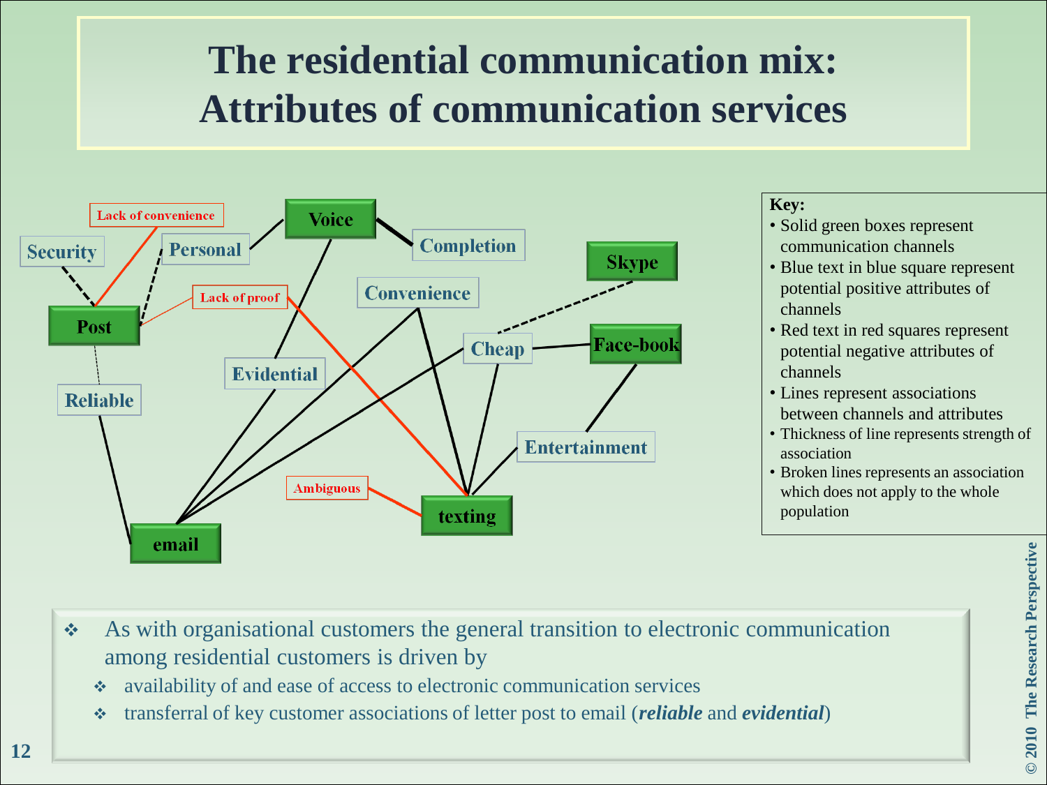# The residential communication mix: Attributes of communication services

Lack of convenience

Security

Personal

Voice

Completion

Skype

Post

Lack of proof

Convenience

Cheap

Face-book

Evidential

Reliable

Entertainment

Ambiguous

texting

email

**Key:**

- Solid green boxes represent communication channels
- Blue text in blue square represent potential positive attributes of channels
- Red text in red squares represent potential negative attributes of channels
- Lines represent associations between channels and attributes
- Thickness of line represents strength of association
- Broken lines represents an association which does not apply to the whole population

- As with organisational customers the general transition to electronic communication among residential customers is driven by
  - availability of and ease of access to electronic communication services
  - transferral of key customer associations of letter post to email (***reliable*** and ***evidential***)

© 2010 The Research Perspective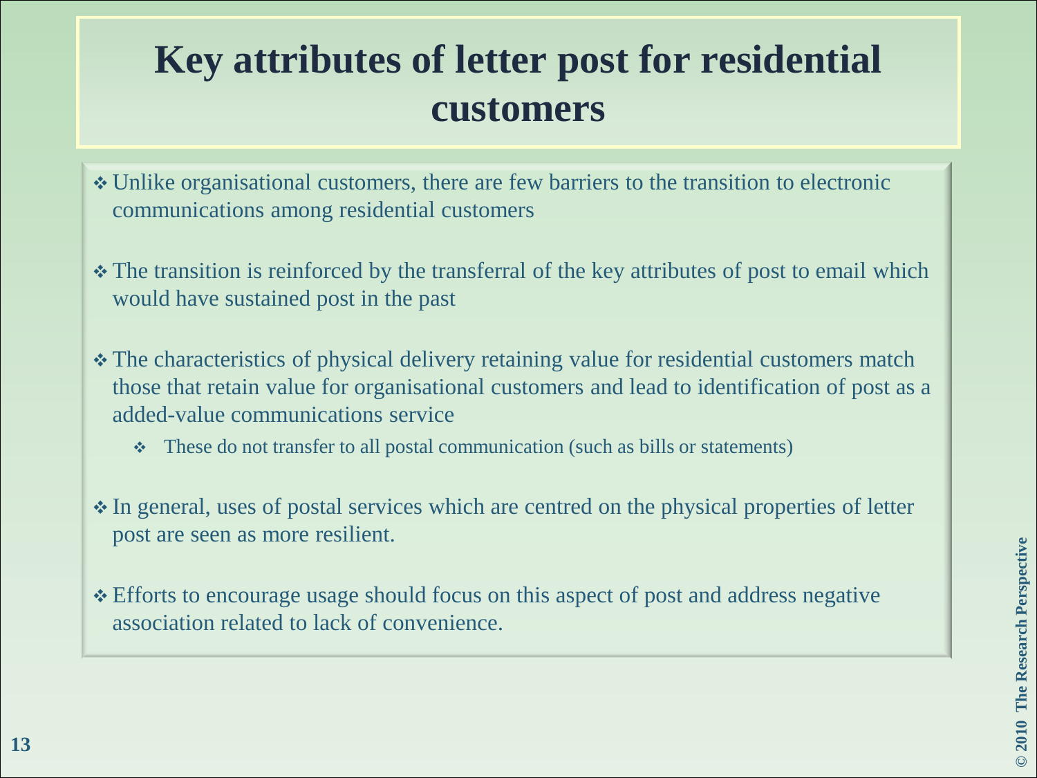# Key attributes of letter post for residential customers

- Unlike organisational customers, there are few barriers to the transition to electronic communications among residential customers
- The transition is reinforced by the transferral of the key attributes of post to email which would have sustained post in the past
- The characteristics of physical delivery retaining value for residential customers match those that retain value for organisational customers and lead to identification of post as a added-value communications service
  - These do not transfer to all postal communication (such as bills or statements)
- In general, uses of postal services which are centred on the physical properties of letter post are seen as more resilient.
- Efforts to encourage usage should focus on this aspect of post and address negative association related to lack of convenience.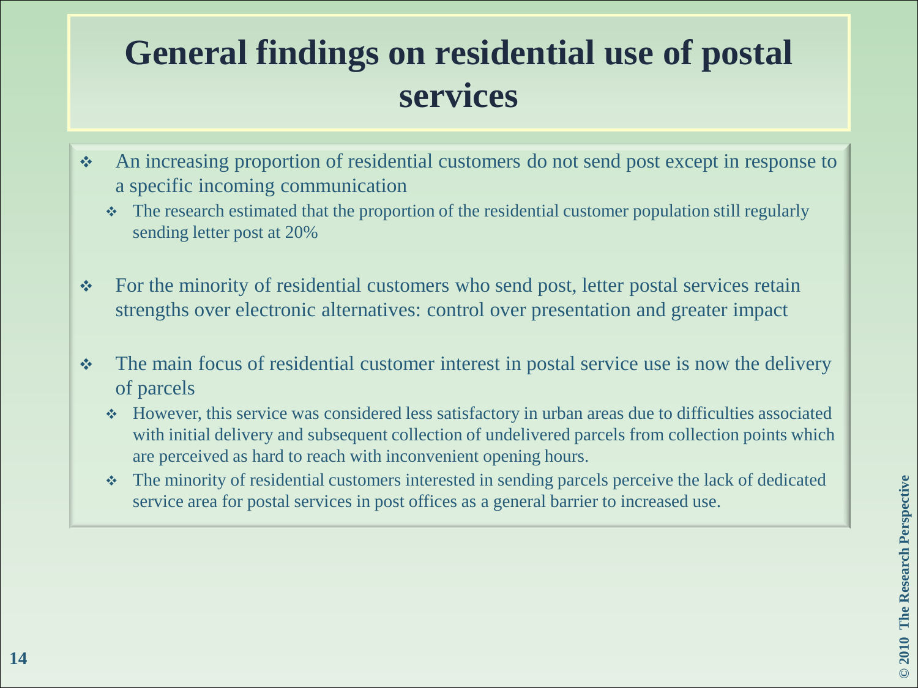# General findings on residential use of postal services

- An increasing proportion of residential customers do not send post except in response to a specific incoming communication
  - The research estimated that the proportion of the residential customer population still regularly sending letter post at 20%
- For the minority of residential customers who send post, letter postal services retain strengths over electronic alternatives: control over presentation and greater impact
- The main focus of residential customer interest in postal service use is now the delivery of parcels
  - However, this service was considered less satisfactory in urban areas due to difficulties associated with initial delivery and subsequent collection of undelivered parcels from collection points which are perceived as hard to reach with inconvenient opening hours.
  - The minority of residential customers interested in sending parcels perceive the lack of dedicated service area for postal services in post offices as a general barrier to increased use.

© 2010 The Research Perspective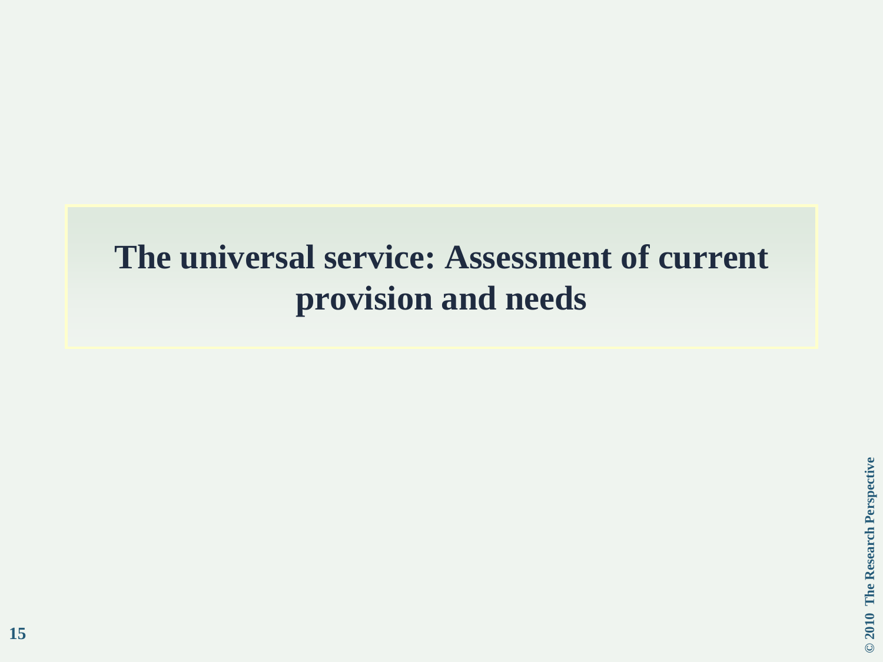# The universal service: Assessment of current provision and needs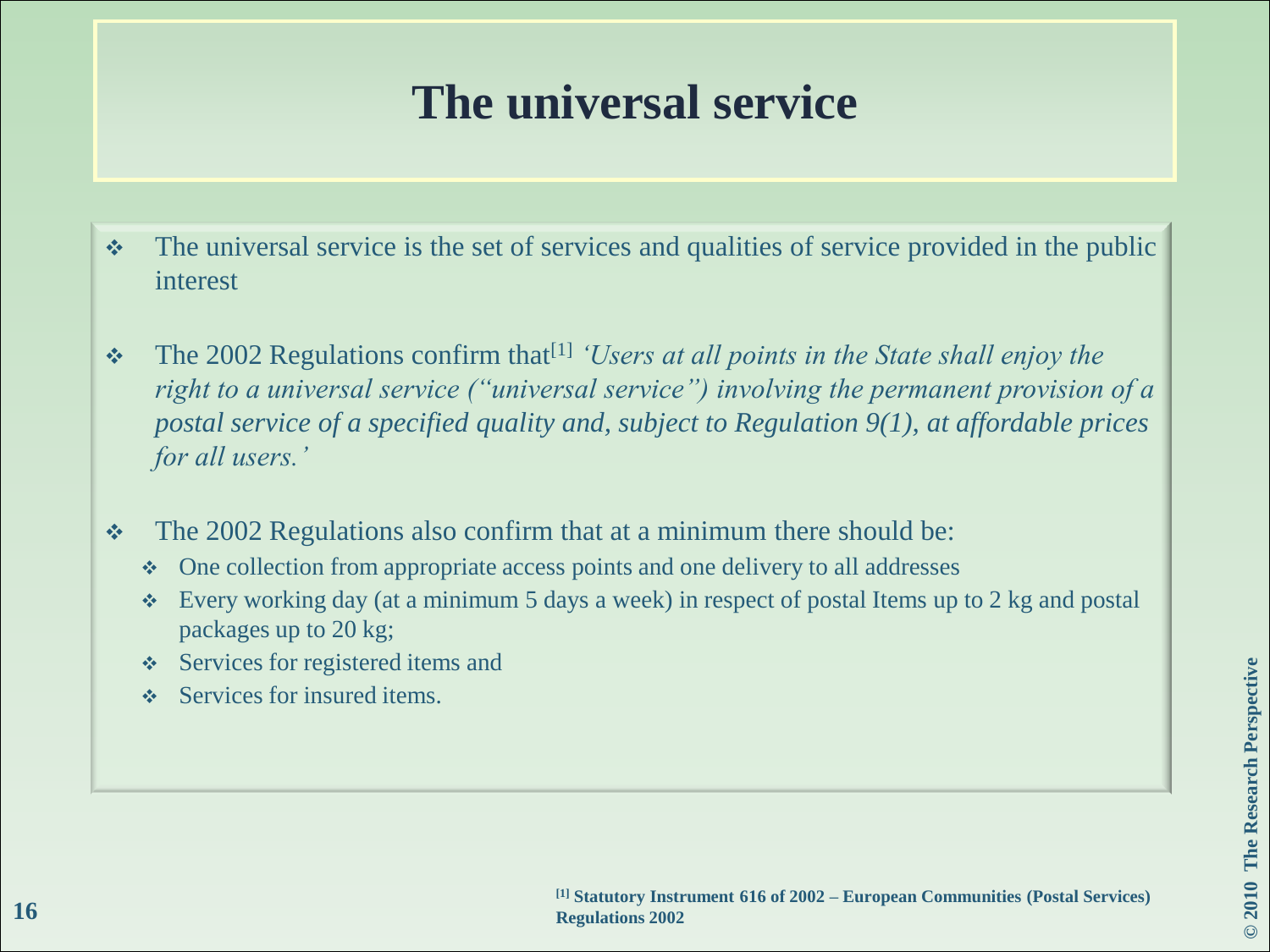# The universal service

- The universal service is the set of services and qualities of service provided in the public interest

- The 2002 Regulations confirm that[1] *'Users at all points in the State shall enjoy the right to a universal service ("universal service") involving the permanent provision of a postal service of a specified quality and, subject to Regulation 9(1), at affordable prices for all users.'*

- The 2002 Regulations also confirm that at a minimum there should be:
  - One collection from appropriate access points and one delivery to all addresses
  - Every working day (at a minimum 5 days a week) in respect of postal Items up to 2 kg and postal packages up to 20 kg;
  - Services for registered items and
  - Services for insured items.

**[1] Statutory Instrument 616 of 2002 – European Communities (Postal Services) Regulations 2002**

**© 2010 The Research Perspective**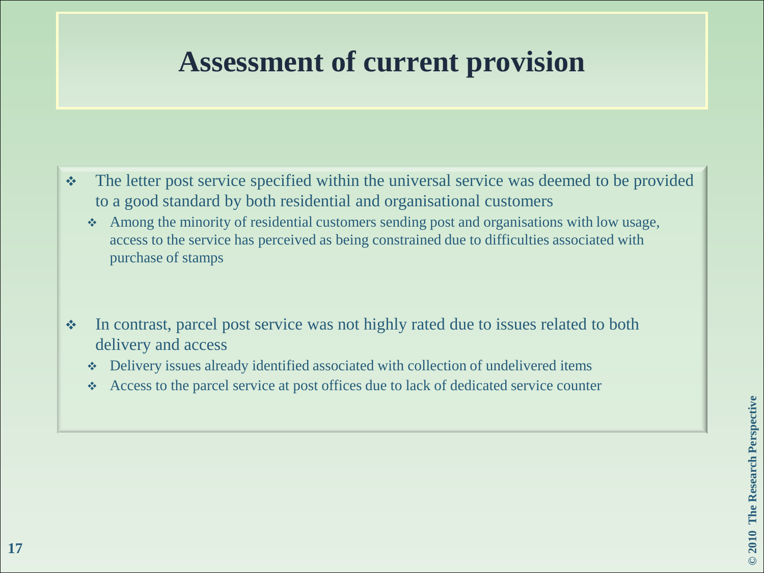# Assessment of current provision

- The letter post service specified within the universal service was deemed to be provided to a good standard by both residential and organisational customers
  - Among the minority of residential customers sending post and organisations with low usage, access to the service has perceived as being constrained due to difficulties associated with purchase of stamps

- In contrast, parcel post service was not highly rated due to issues related to both delivery and access
  - Delivery issues already identified associated with collection of undelivered items
  - Access to the parcel service at post offices due to lack of dedicated service counter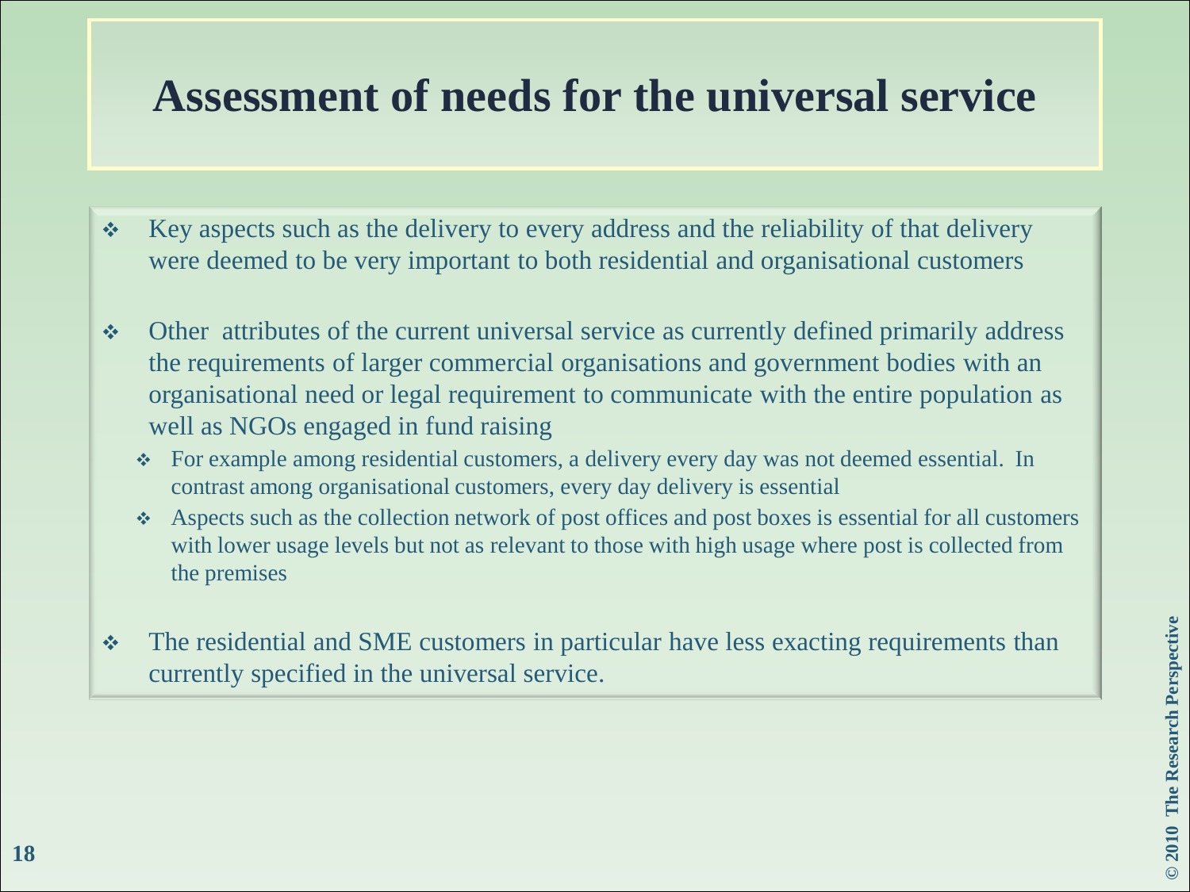# Assessment of needs for the universal service

- Key aspects such as the delivery to every address and the reliability of that delivery were deemed to be very important to both residential and organisational customers

- Other attributes of the current universal service as currently defined primarily address the requirements of larger commercial organisations and government bodies with an organisational need or legal requirement to communicate with the entire population as well as NGOs engaged in fund raising
  - For example among residential customers, a delivery every day was not deemed essential. In contrast among organisational customers, every day delivery is essential
  - Aspects such as the collection network of post offices and post boxes is essential for all customers with lower usage levels but not as relevant to those with high usage where post is collected from the premises

- The residential and SME customers in particular have less exacting requirements than currently specified in the universal service.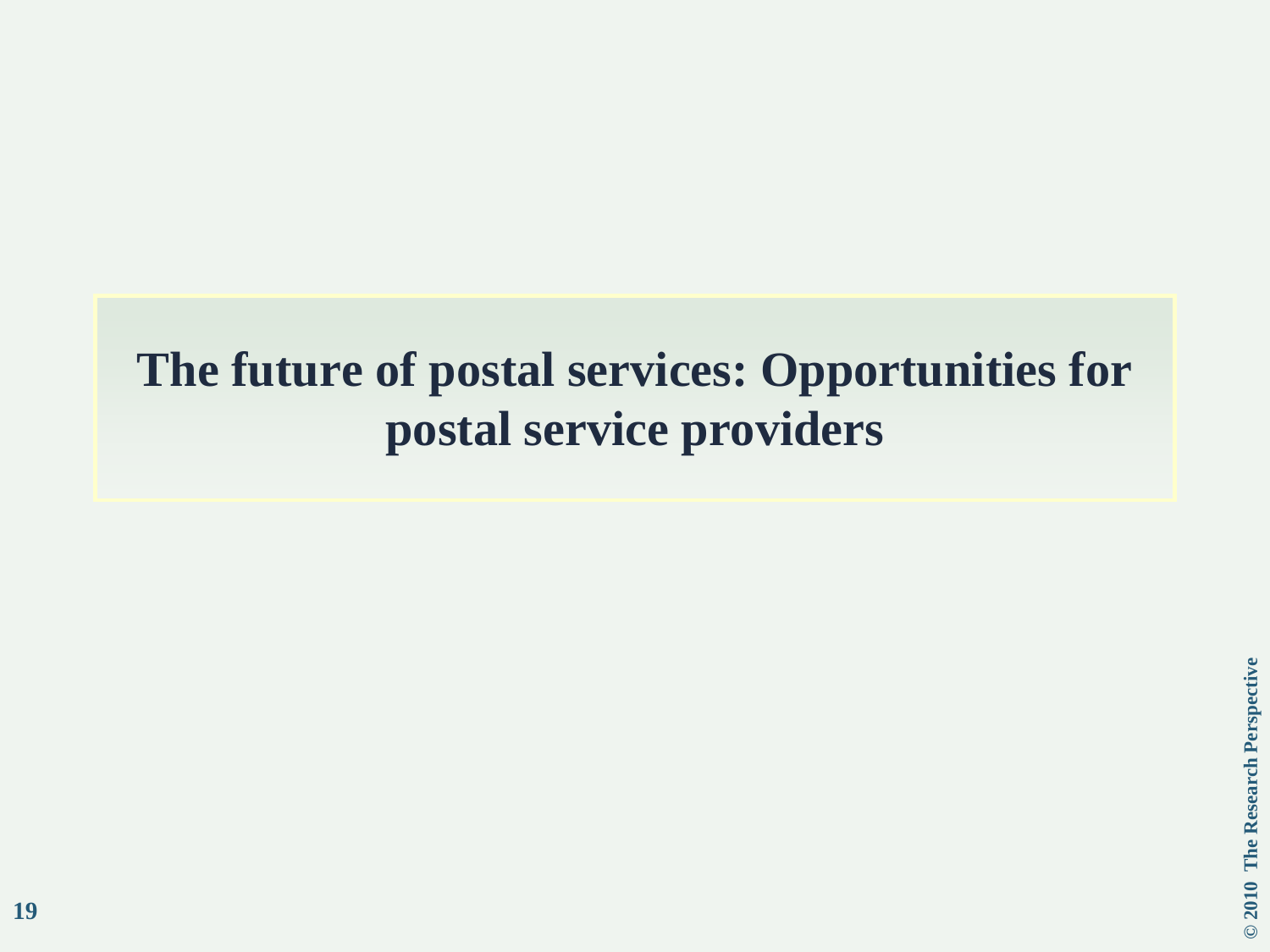# The future of postal services: Opportunities for postal service providers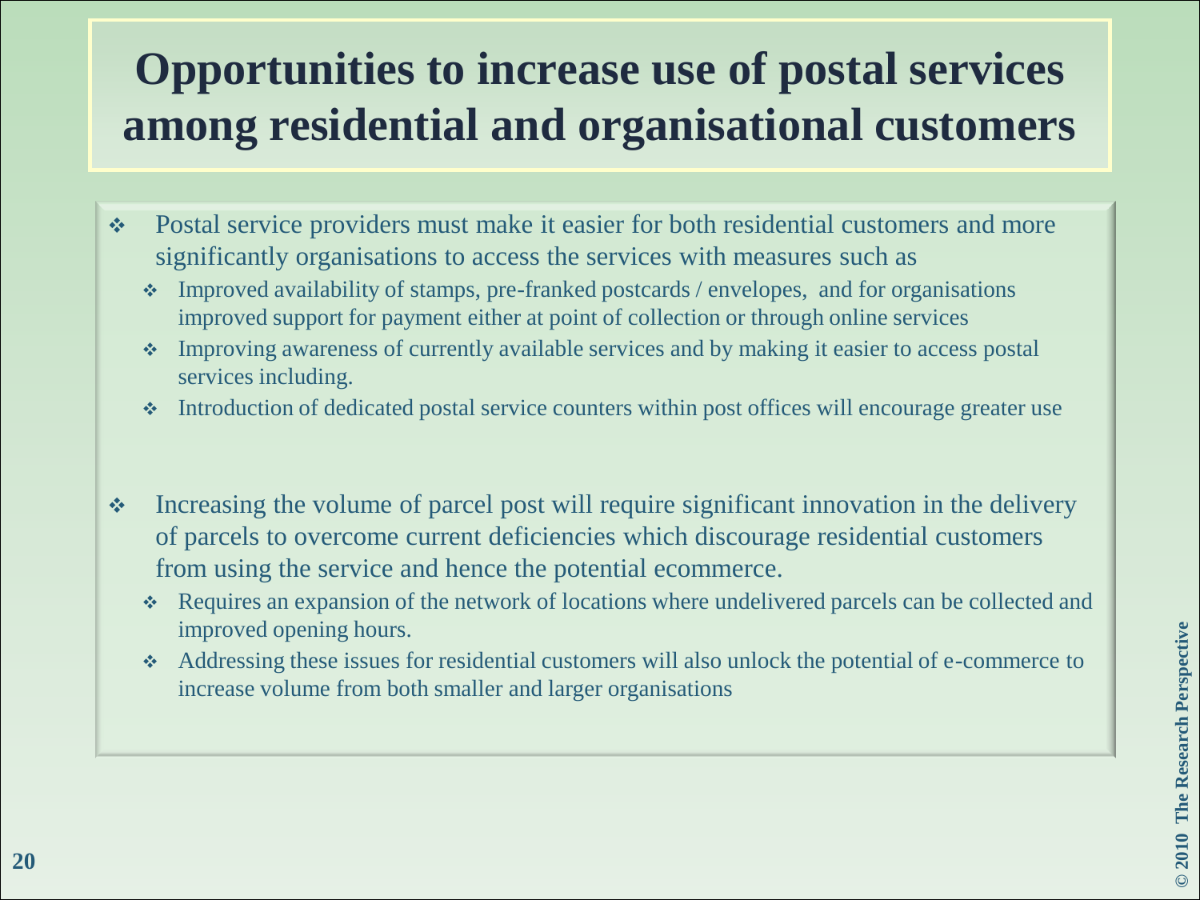# Opportunities to increase use of postal services among residential and organisational customers

- Postal service providers must make it easier for both residential customers and more significantly organisations to access the services with measures such as
  - Improved availability of stamps, pre-franked postcards / envelopes, and for organisations improved support for payment either at point of collection or through online services
  - Improving awareness of currently available services and by making it easier to access postal services including.
  - Introduction of dedicated postal service counters within post offices will encourage greater use

- Increasing the volume of parcel post will require significant innovation in the delivery of parcels to overcome current deficiencies which discourage residential customers from using the service and hence the potential ecommerce.
  - Requires an expansion of the network of locations where undelivered parcels can be collected and improved opening hours.
  - Addressing these issues for residential customers will also unlock the potential of e-commerce to increase volume from both smaller and larger organisations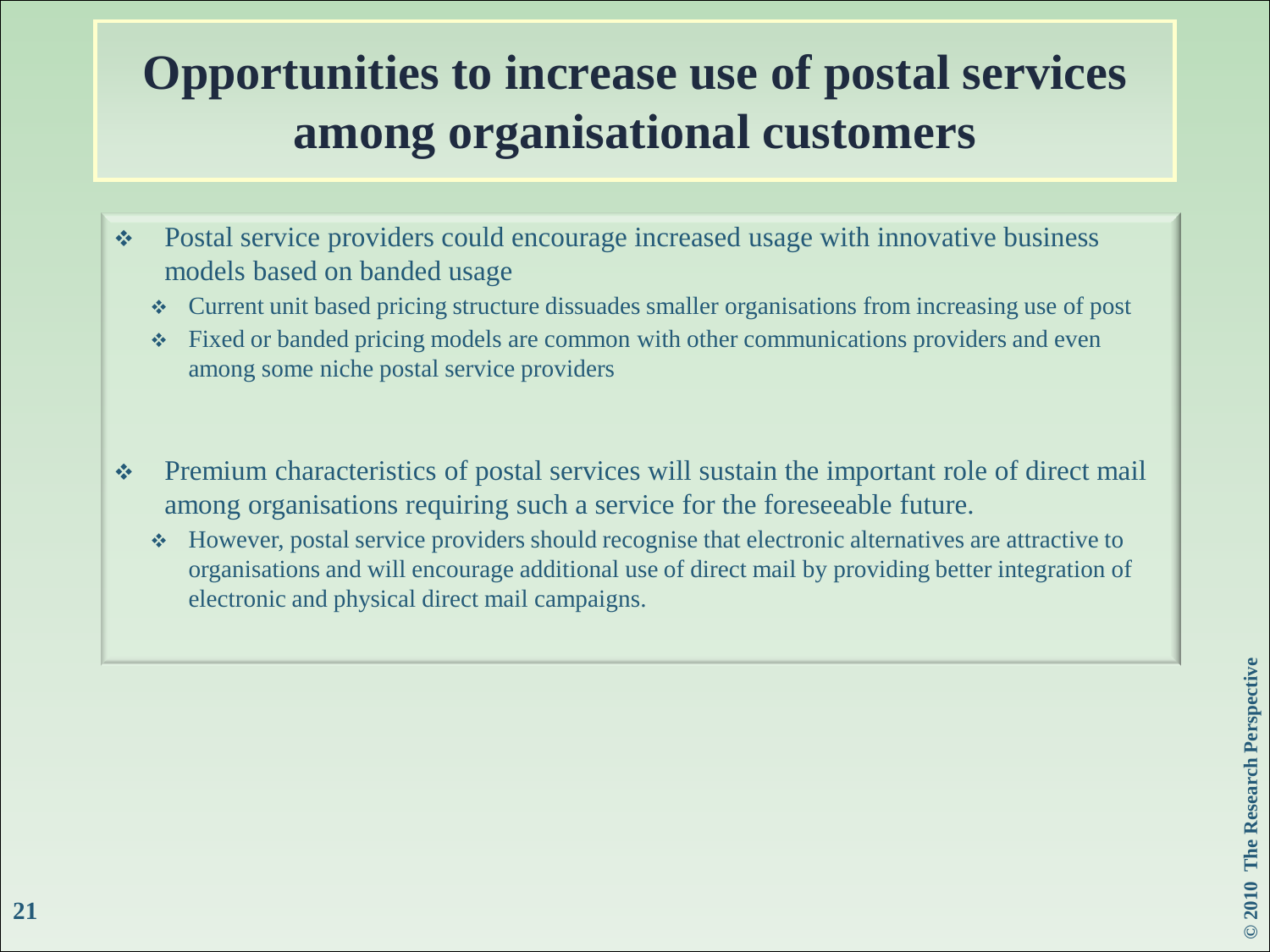# Opportunities to increase use of postal services among organisational customers

- Postal service providers could encourage increased usage with innovative business models based on banded usage
  - Current unit based pricing structure dissuades smaller organisations from increasing use of post
  - Fixed or banded pricing models are common with other communications providers and even among some niche postal service providers

- Premium characteristics of postal services will sustain the important role of direct mail among organisations requiring such a service for the foreseeable future.
  - However, postal service providers should recognise that electronic alternatives are attractive to organisations and will encourage additional use of direct mail by providing better integration of electronic and physical direct mail campaigns.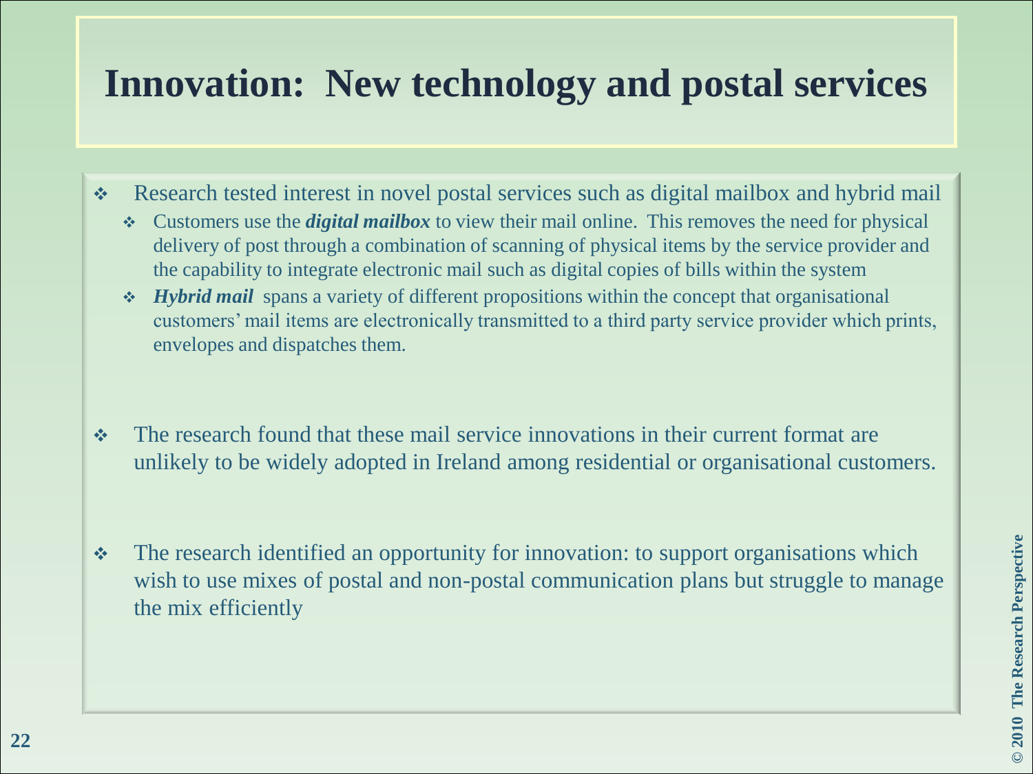# Innovation: New technology and postal services

- Research tested interest in novel postal services such as digital mailbox and hybrid mail
  - Customers use the ***digital mailbox*** to view their mail online. This removes the need for physical delivery of post through a combination of scanning of physical items by the service provider and the capability to integrate electronic mail such as digital copies of bills within the system
  - ***Hybrid mail*** spans a variety of different propositions within the concept that organisational customers' mail items are electronically transmitted to a third party service provider which prints, envelopes and dispatches them.

- The research found that these mail service innovations in their current format are unlikely to be widely adopted in Ireland among residential or organisational customers.

- The research identified an opportunity for innovation: to support organisations which wish to use mixes of postal and non-postal communication plans but struggle to manage the mix efficiently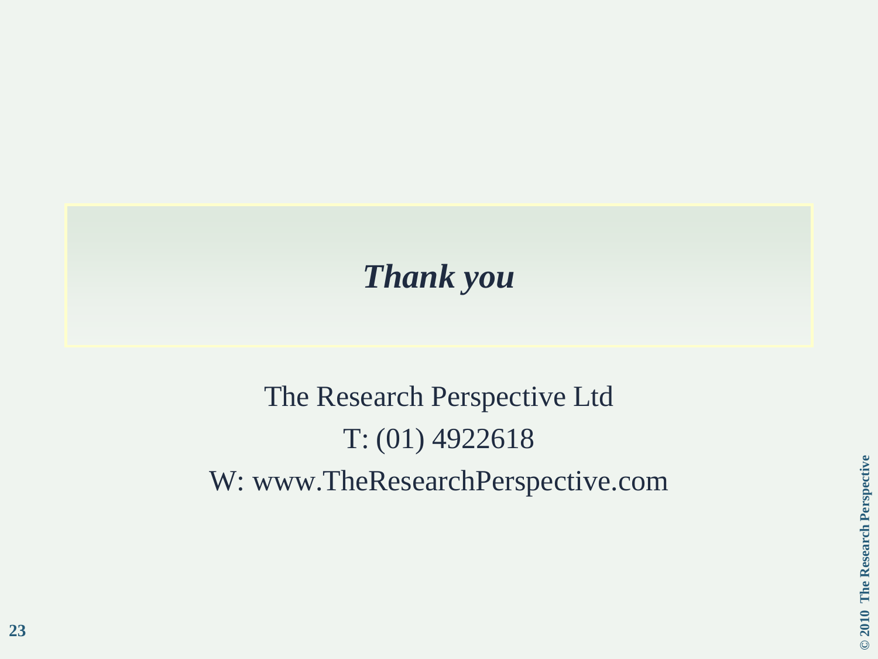***Thank you***

The Research Perspective Ltd

T: (01) 4922618

W: www.TheResearchPerspective.com